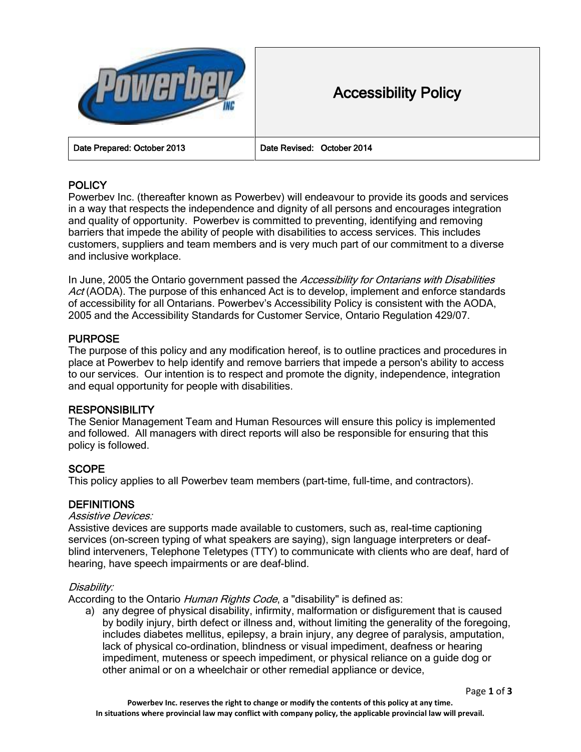# Accessibility Policy

| Date Prepared: October 2013 | Date Revised: October 2014 |
| --- | --- |

## POLICY

Powerbev Inc. (thereafter known as Powerbev) will endeavour to provide its goods and services in a way that respects the independence and dignity of all persons and encourages integration and quality of opportunity. Powerbev is committed to preventing, identifying and removing barriers that impede the ability of people with disabilities to access services. This includes customers, suppliers and team members and is very much part of our commitment to a diverse and inclusive workplace.

In June, 2005 the Ontario government passed the *Accessibility for Ontarians with Disabilities Act* (AODA). The purpose of this enhanced Act is to develop, implement and enforce standards of accessibility for all Ontarians. Powerbev's Accessibility Policy is consistent with the AODA, 2005 and the Accessibility Standards for Customer Service, Ontario Regulation 429/07.

## PURPOSE

The purpose of this policy and any modification hereof, is to outline practices and procedures in place at Powerbev to help identify and remove barriers that impede a person's ability to access to our services. Our intention is to respect and promote the dignity, independence, integration and equal opportunity for people with disabilities.

## RESPONSIBILITY

The Senior Management Team and Human Resources will ensure this policy is implemented and followed. All managers with direct reports will also be responsible for ensuring that this policy is followed.

## SCOPE

This policy applies to all Powerbev team members (part-time, full-time, and contractors).

## DEFINITIONS

*Assistive Devices:*

Assistive devices are supports made available to customers, such as, real-time captioning services (on-screen typing of what speakers are saying), sign language interpreters or deaf-blind interveners, Telephone Teletypes (TTY) to communicate with clients who are deaf, hard of hearing, have speech impairments or are deaf-blind.

*Disability:*

According to the Ontario *Human Rights Code*, a "disability" is defined as:

a) any degree of physical disability, infirmity, malformation or disfigurement that is caused by bodily injury, birth defect or illness and, without limiting the generality of the foregoing, includes diabetes mellitus, epilepsy, a brain injury, any degree of paralysis, amputation, lack of physical co-ordination, blindness or visual impediment, deafness or hearing impediment, muteness or speech impediment, or physical reliance on a guide dog or other animal or on a wheelchair or other remedial appliance or device,

Powerbev Inc. reserves the right to change or modify the contents of this policy at any time.
In situations where provincial law may conflict with company policy, the applicable provincial law will prevail.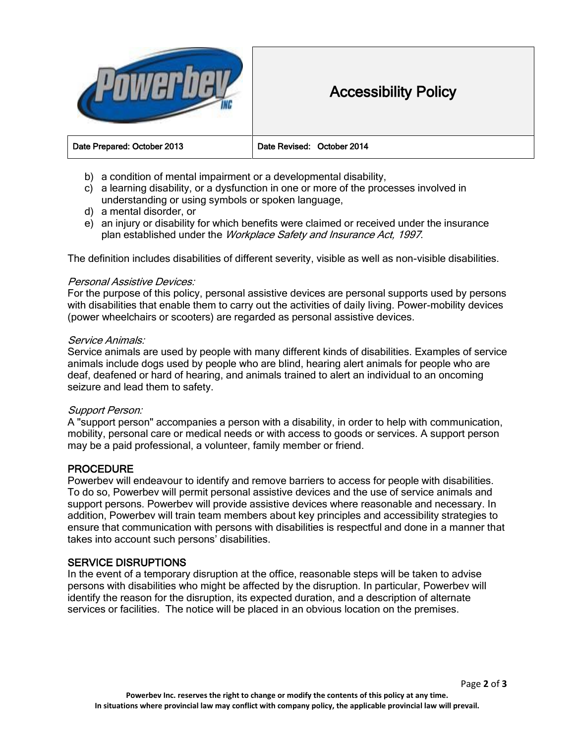b) a condition of mental impairment or a developmental disability,
c) a learning disability, or a dysfunction in one or more of the processes involved in understanding or using symbols or spoken language,
d) a mental disorder, or
e) an injury or disability for which benefits were claimed or received under the insurance plan established under the *Workplace Safety and Insurance Act, 1997*.

The definition includes disabilities of different severity, visible as well as non-visible disabilities.

*Personal Assistive Devices:*
For the purpose of this policy, personal assistive devices are personal supports used by persons with disabilities that enable them to carry out the activities of daily living. Power-mobility devices (power wheelchairs or scooters) are regarded as personal assistive devices.

*Service Animals:*
Service animals are used by people with many different kinds of disabilities. Examples of service animals include dogs used by people who are blind, hearing alert animals for people who are deaf, deafened or hard of hearing, and animals trained to alert an individual to an oncoming seizure and lead them to safety.

*Support Person:*
A "support person" accompanies a person with a disability, in order to help with communication, mobility, personal care or medical needs or with access to goods or services. A support person may be a paid professional, a volunteer, family member or friend.

## PROCEDURE

Powerbev will endeavour to identify and remove barriers to access for people with disabilities. To do so, Powerbev will permit personal assistive devices and the use of service animals and support persons. Powerbev will provide assistive devices where reasonable and necessary. In addition, Powerbev will train team members about key principles and accessibility strategies to ensure that communication with persons with disabilities is respectful and done in a manner that takes into account such persons' disabilities.

## SERVICE DISRUPTIONS

In the event of a temporary disruption at the office, reasonable steps will be taken to advise persons with disabilities who might be affected by the disruption. In particular, Powerbev will identify the reason for the disruption, its expected duration, and a description of alternate services or facilities. The notice will be placed in an obvious location on the premises.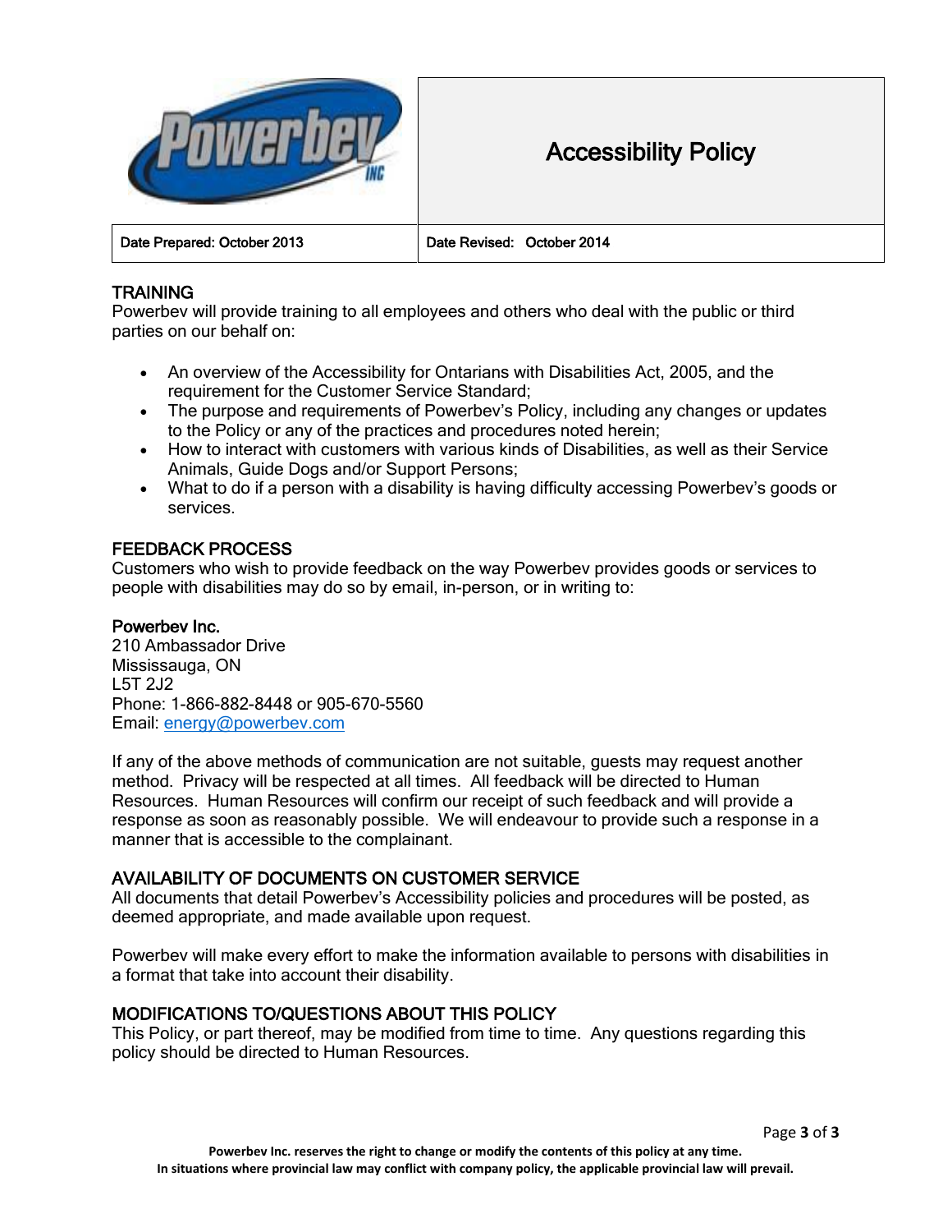| | Accessibility Policy |
|---|---|
| Date Prepared: October 2013 | Date Revised: October 2014 |

## TRAINING

Powerbev will provide training to all employees and others who deal with the public or third parties on our behalf on:

- An overview of the Accessibility for Ontarians with Disabilities Act, 2005, and the requirement for the Customer Service Standard;
- The purpose and requirements of Powerbev's Policy, including any changes or updates to the Policy or any of the practices and procedures noted herein;
- How to interact with customers with various kinds of Disabilities, as well as their Service Animals, Guide Dogs and/or Support Persons;
- What to do if a person with a disability is having difficulty accessing Powerbev's goods or services.

## FEEDBACK PROCESS

Customers who wish to provide feedback on the way Powerbev provides goods or services to people with disabilities may do so by email, in-person, or in writing to:

**Powerbev Inc.**
210 Ambassador Drive
Mississauga, ON
L5T 2J2
Phone: 1-866-882-8448 or 905-670-5560
Email: energy@powerbev.com

If any of the above methods of communication are not suitable, guests may request another method. Privacy will be respected at all times. All feedback will be directed to Human Resources. Human Resources will confirm our receipt of such feedback and will provide a response as soon as reasonably possible. We will endeavour to provide such a response in a manner that is accessible to the complainant.

## AVAILABILITY OF DOCUMENTS ON CUSTOMER SERVICE

All documents that detail Powerbev's Accessibility policies and procedures will be posted, as deemed appropriate, and made available upon request.

Powerbev will make every effort to make the information available to persons with disabilities in a format that take into account their disability.

## MODIFICATIONS TO/QUESTIONS ABOUT THIS POLICY

This Policy, or part thereof, may be modified from time to time. Any questions regarding this policy should be directed to Human Resources.